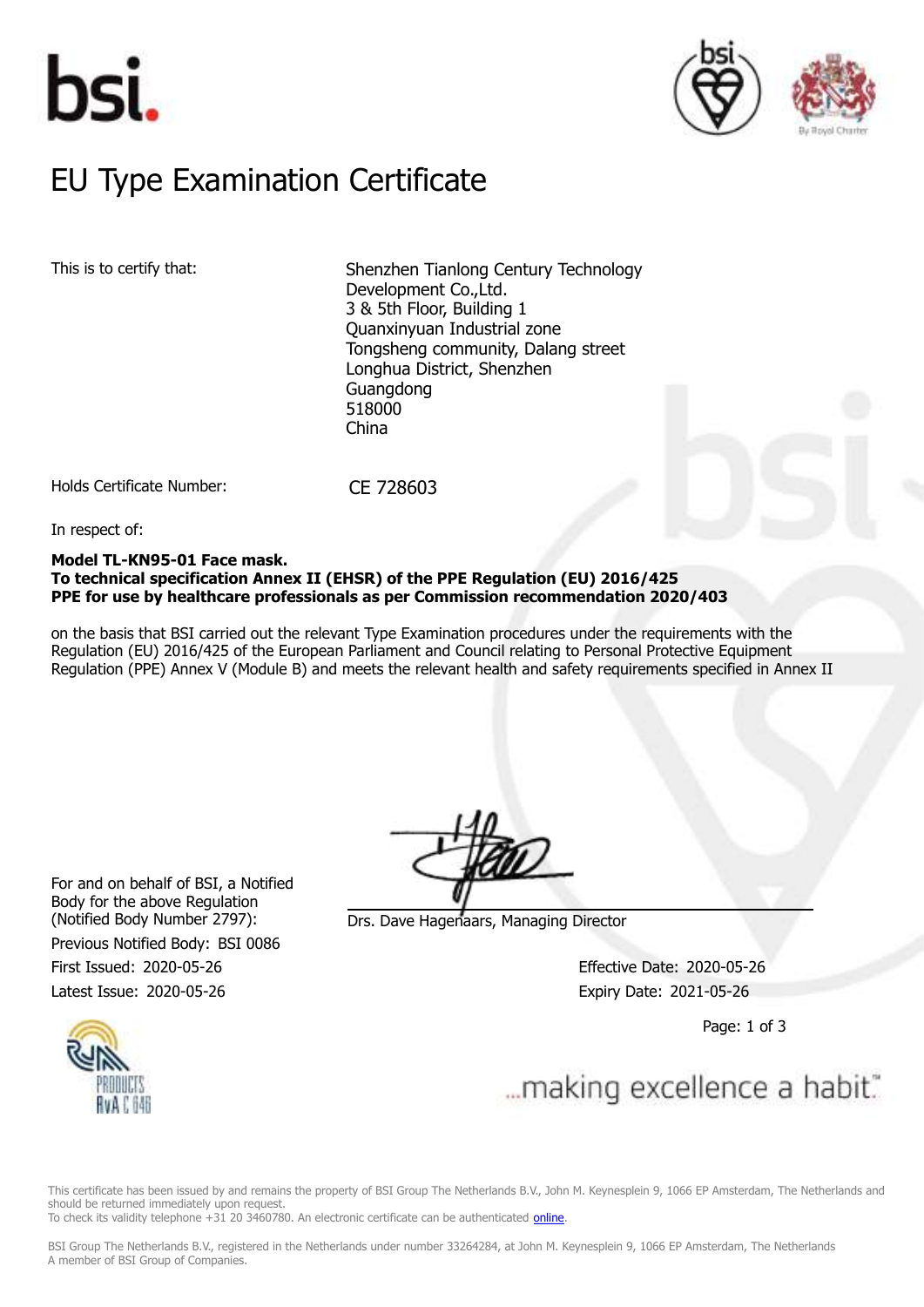# EU Type Examination Certificate

This is to certify that:

Shenzhen Tianlong Century Technology Development Co.,Ltd.
3 & 5th Floor, Building 1
Quanxinyuan Industrial zone
Tongsheng community, Dalang street
Longhua District, Shenzhen
Guangdong
518000
China

Holds Certificate Number: CE 728603

In respect of:

**Model TL-KN95-01 Face mask.**
**To technical specification Annex II (EHSR) of the PPE Regulation (EU) 2016/425**
**PPE for use by healthcare professionals as per Commission recommendation 2020/403**

on the basis that BSI carried out the relevant Type Examination procedures under the requirements with the Regulation (EU) 2016/425 of the European Parliament and Council relating to Personal Protective Equipment Regulation (PPE) Annex V (Module B) and meets the relevant health and safety requirements specified in Annex II

For and on behalf of BSI, a Notified Body for the above Regulation (Notified Body Number 2797):

Drs. Dave Hagenaars, Managing Director

Previous Notified Body: BSI 0086

First Issued: 2020-05-26

Latest Issue: 2020-05-26

Effective Date: 2020-05-26

Expiry Date: 2021-05-26

...making excellence a habit.™

This certificate has been issued by and remains the property of BSI Group The Netherlands B.V., John M. Keynesplein 9, 1066 EP Amsterdam, The Netherlands and should be returned immediately upon request.
To check its validity telephone +31 20 3460780. An electronic certificate can be authenticated online.

BSI Group The Netherlands B.V., registered in the Netherlands under number 33264284, at John M. Keynesplein 9, 1066 EP Amsterdam, The Netherlands
A member of BSI Group of Companies.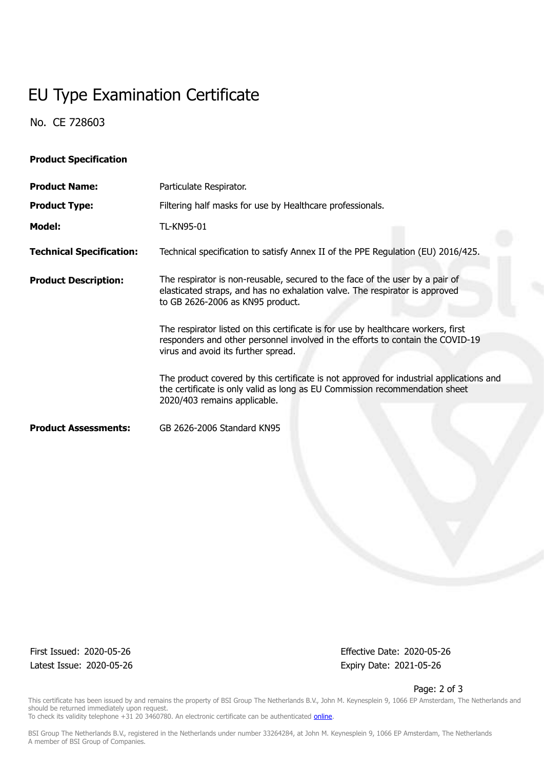# EU Type Examination Certificate

No. CE 728603

**Product Specification**

**Product Name:** Particulate Respirator.

**Product Type:** Filtering half masks for use by Healthcare professionals.

**Model:** TL-KN95-01

**Technical Specification:** Technical specification to satisfy Annex II of the PPE Regulation (EU) 2016/425.

**Product Description:** The respirator is non-reusable, secured to the face of the user by a pair of elasticated straps, and has no exhalation valve. The respirator is approved to GB 2626-2006 as KN95 product.

The respirator listed on this certificate is for use by healthcare workers, first responders and other personnel involved in the efforts to contain the COVID-19 virus and avoid its further spread.

The product covered by this certificate is not approved for industrial applications and the certificate is only valid as long as EU Commission recommendation sheet 2020/403 remains applicable.

**Product Assessments:** GB 2626-2006 Standard KN95

First Issued: 2020-05-26
Latest Issue: 2020-05-26

Effective Date: 2020-05-26
Expiry Date: 2021-05-26

This certificate has been issued by and remains the property of BSI Group The Netherlands B.V., John M. Keynesplein 9, 1066 EP Amsterdam, The Netherlands and should be returned immediately upon request.
To check its validity telephone +31 20 3460780. An electronic certificate can be authenticated online.

BSI Group The Netherlands B.V., registered in the Netherlands under number 33264284, at John M. Keynesplein 9, 1066 EP Amsterdam, The Netherlands
A member of BSI Group of Companies.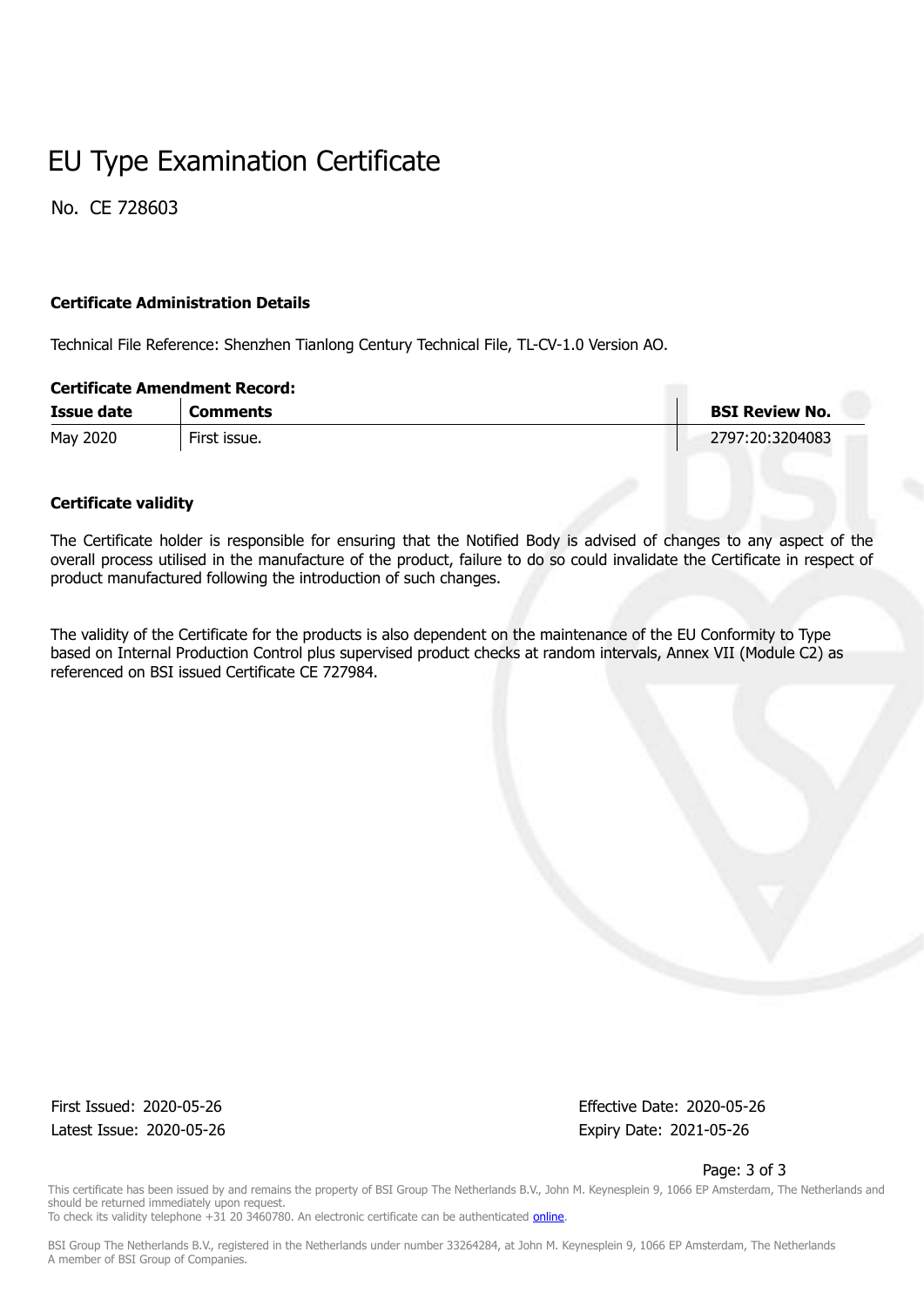# EU Type Examination Certificate

No. CE 728603

### Certificate Administration Details

Technical File Reference: Shenzhen Tianlong Century Technical File, TL-CV-1.0 Version AO.

**Certificate Amendment Record:**

| Issue date | Comments | BSI Review No. |
|---|---|---|
| May 2020 | First issue. | 2797:20:3204083 |

### Certificate validity

The Certificate holder is responsible for ensuring that the Notified Body is advised of changes to any aspect of the overall process utilised in the manufacture of the product, failure to do so could invalidate the Certificate in respect of product manufactured following the introduction of such changes.

The validity of the Certificate for the products is also dependent on the maintenance of the EU Conformity to Type based on Internal Production Control plus supervised product checks at random intervals, Annex VII (Module C2) as referenced on BSI issued Certificate CE 727984.

First Issued: 2020-05-26
Latest Issue: 2020-05-26

Effective Date: 2020-05-26
Expiry Date: 2021-05-26

This certificate has been issued by and remains the property of BSI Group The Netherlands B.V., John M. Keynesplein 9, 1066 EP Amsterdam, The Netherlands and should be returned immediately upon request.
To check its validity telephone +31 20 3460780. An electronic certificate can be authenticated online.

BSI Group The Netherlands B.V., registered in the Netherlands under number 33264284, at John M. Keynesplein 9, 1066 EP Amsterdam, The Netherlands
A member of BSI Group of Companies.